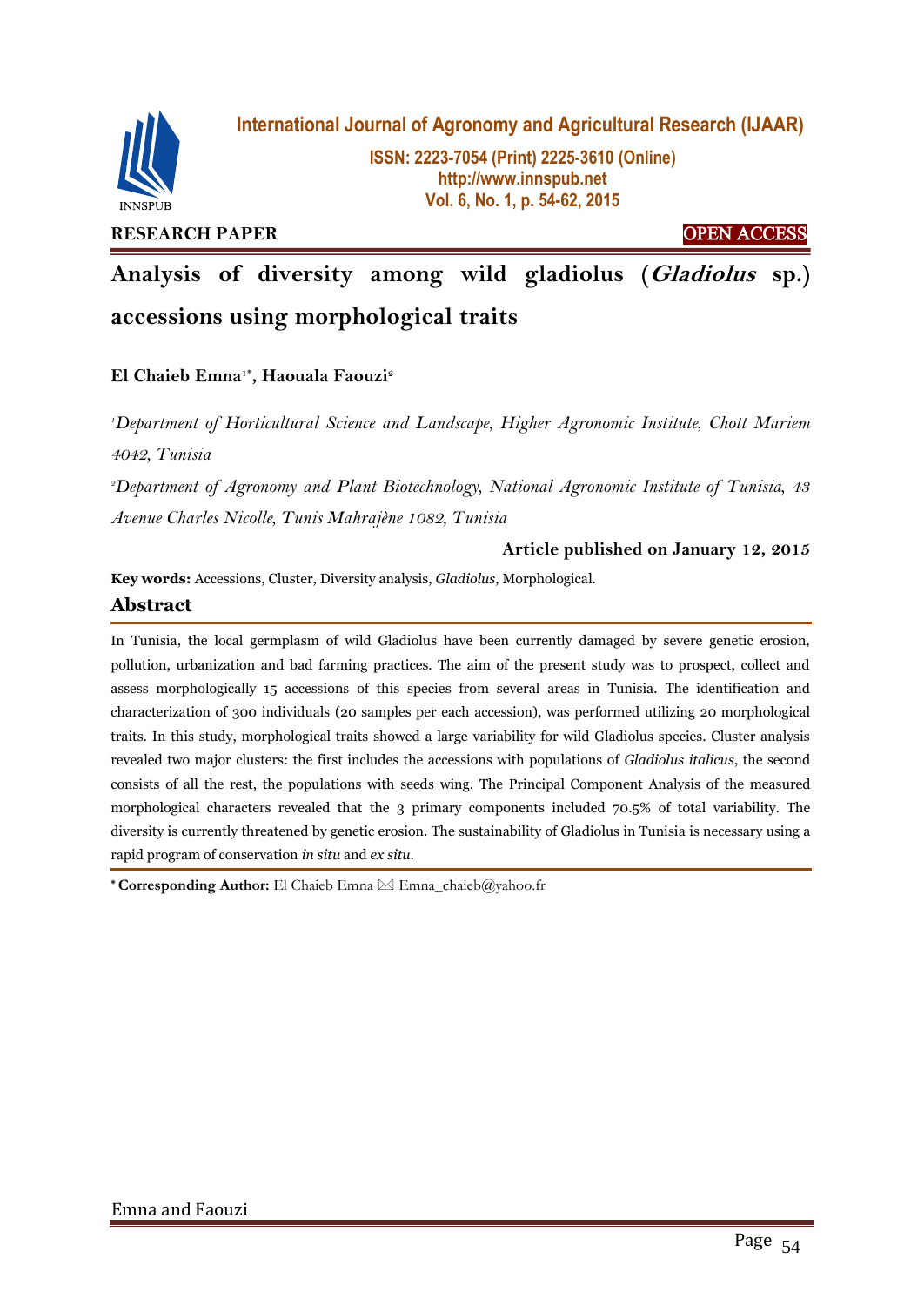International Journal of Agronomy and Agricultural Research (IJAAR)

ISSN: 2223-7054 (Print) 2225-3610 (Online)
http://www.innspub.net
Vol. 6, No. 1, p. 54-62, 2015

**RESEARCH PAPER** **OPEN ACCESS**

# Analysis of diversity among wild gladiolus (*Gladiolus* sp.) accessions using morphological traits

**El Chaieb Emna[1*], Haouala Faouzi[2]**

[1]*Department of Horticultural Science and Landscape, Higher Agronomic Institute, Chott Mariem 4042, Tunisia*

[2]*Department of Agronomy and Plant Biotechnology, National Agronomic Institute of Tunisia, 43 Avenue Charles Nicolle, Tunis Mahrajène 1082, Tunisia*

**Article published on January 12, 2015**

**Key words:** Accessions, Cluster, Diversity analysis, *Gladiolus*, Morphological.

## Abstract

In Tunisia, the local germplasm of wild Gladiolus have been currently damaged by severe genetic erosion, pollution, urbanization and bad farming practices. The aim of the present study was to prospect, collect and assess morphologically 15 accessions of this species from several areas in Tunisia. The identification and characterization of 300 individuals (20 samples per each accession), was performed utilizing 20 morphological traits. In this study, morphological traits showed a large variability for wild Gladiolus species. Cluster analysis revealed two major clusters: the first includes the accessions with populations of *Gladiolus italicus*, the second consists of all the rest, the populations with seeds wing. The Principal Component Analysis of the measured morphological characters revealed that the 3 primary components included 70.5% of total variability. The diversity is currently threatened by genetic erosion. The sustainability of Gladiolus in Tunisia is necessary using a rapid program of conservation *in situ* and *ex situ*.

**\* Corresponding Author:** El Chaieb Emna ✉ Emna_chaieb@yahoo.fr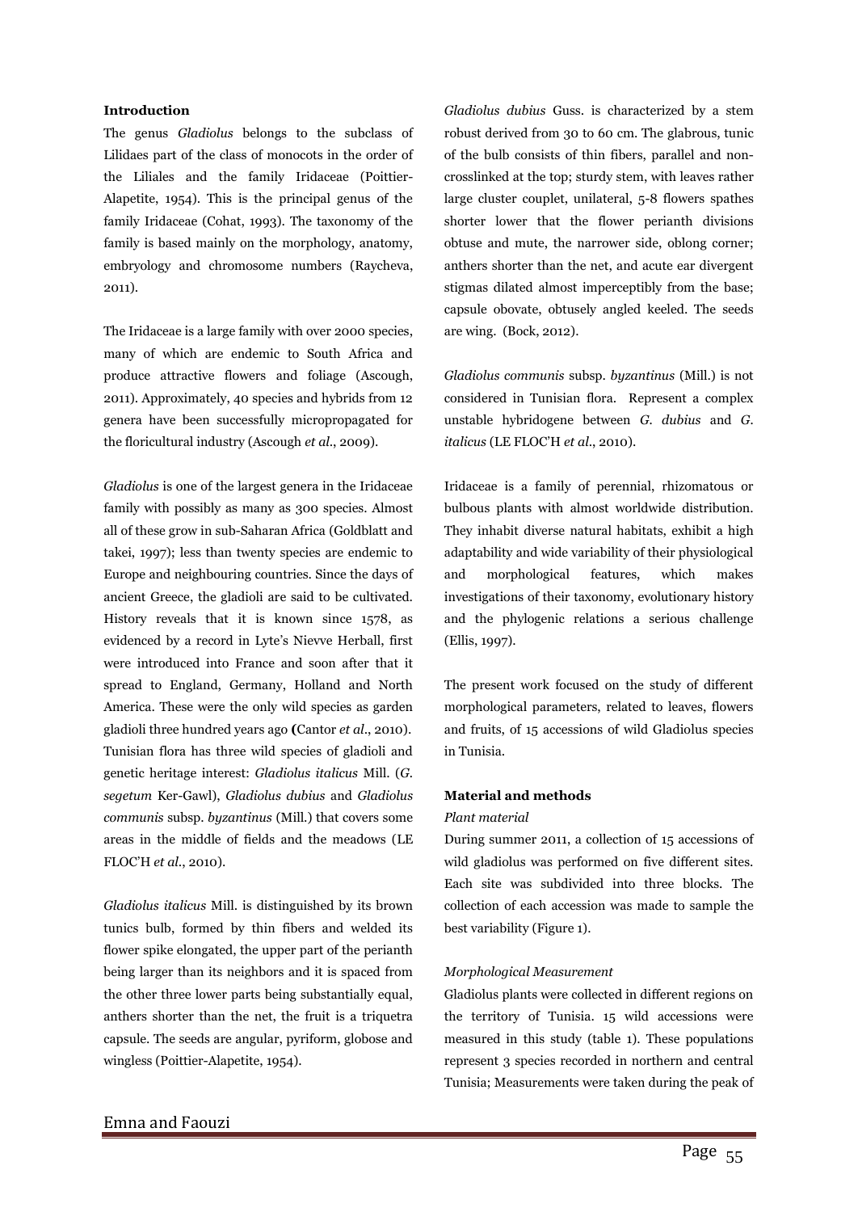**Introduction**

The genus *Gladiolus* belongs to the subclass of Lilidaes part of the class of monocots in the order of the Liliales and the family Iridaceae (Poittier-Alapetite, 1954). This is the principal genus of the family Iridaceae (Cohat, 1993). The taxonomy of the family is based mainly on the morphology, anatomy, embryology and chromosome numbers (Raycheva, 2011).

The Iridaceae is a large family with over 2000 species, many of which are endemic to South Africa and produce attractive flowers and foliage (Ascough, 2011). Approximately, 40 species and hybrids from 12 genera have been successfully micropropagated for the floricultural industry (Ascough *et al*., 2009).

*Gladiolus* is one of the largest genera in the Iridaceae family with possibly as many as 300 species. Almost all of these grow in sub-Saharan Africa (Goldblatt and takei, 1997); less than twenty species are endemic to Europe and neighbouring countries. Since the days of ancient Greece, the gladioli are said to be cultivated. History reveals that it is known since 1578, as evidenced by a record in Lyte's Nievve Herball, first were introduced into France and soon after that it spread to England, Germany, Holland and North America. These were the only wild species as garden gladioli three hundred years ago **(**Cantor *et al*., 2010). Tunisian flora has three wild species of gladioli and genetic heritage interest: *Gladiolus italicus* Mill. (*G. segetum* Ker-Gawl), *Gladiolus dubius* and *Gladiolus communis* subsp. *byzantinus* (Mill.) that covers some areas in the middle of fields and the meadows (LE FLOC'H *et al*., 2010).

*Gladiolus italicus* Mill. is distinguished by its brown tunics bulb, formed by thin fibers and welded its flower spike elongated, the upper part of the perianth being larger than its neighbors and it is spaced from the other three lower parts being substantially equal, anthers shorter than the net, the fruit is a triquetra capsule. The seeds are angular, pyriform, globose and wingless (Poittier-Alapetite, 1954).

*Gladiolus dubius* Guss. is characterized by a stem robust derived from 30 to 60 cm. The glabrous, tunic of the bulb consists of thin fibers, parallel and non-crosslinked at the top; sturdy stem, with leaves rather large cluster couplet, unilateral, 5-8 flowers spathes shorter lower that the flower perianth divisions obtuse and mute, the narrower side, oblong corner; anthers shorter than the net, and acute ear divergent stigmas dilated almost imperceptibly from the base; capsule obovate, obtusely angled keeled. The seeds are wing. (Bock, 2012).

*Gladiolus communis* subsp. *byzantinus* (Mill.) is not considered in Tunisian flora. Represent a complex unstable hybridogene between *G. dubius* and *G. italicus* (LE FLOC'H *et al*., 2010).

Iridaceae is a family of perennial, rhizomatous or bulbous plants with almost worldwide distribution. They inhabit diverse natural habitats, exhibit a high adaptability and wide variability of their physiological and morphological features, which makes investigations of their taxonomy, evolutionary history and the phylogenic relations a serious challenge (Ellis, 1997).

The present work focused on the study of different morphological parameters, related to leaves, flowers and fruits, of 15 accessions of wild Gladiolus species in Tunisia.

**Material and methods**

*Plant material*

During summer 2011, a collection of 15 accessions of wild gladiolus was performed on five different sites. Each site was subdivided into three blocks. The collection of each accession was made to sample the best variability (Figure 1).

*Morphological Measurement*

Gladiolus plants were collected in different regions on the territory of Tunisia. 15 wild accessions were measured in this study (table 1). These populations represent 3 species recorded in northern and central Tunisia; Measurements were taken during the peak of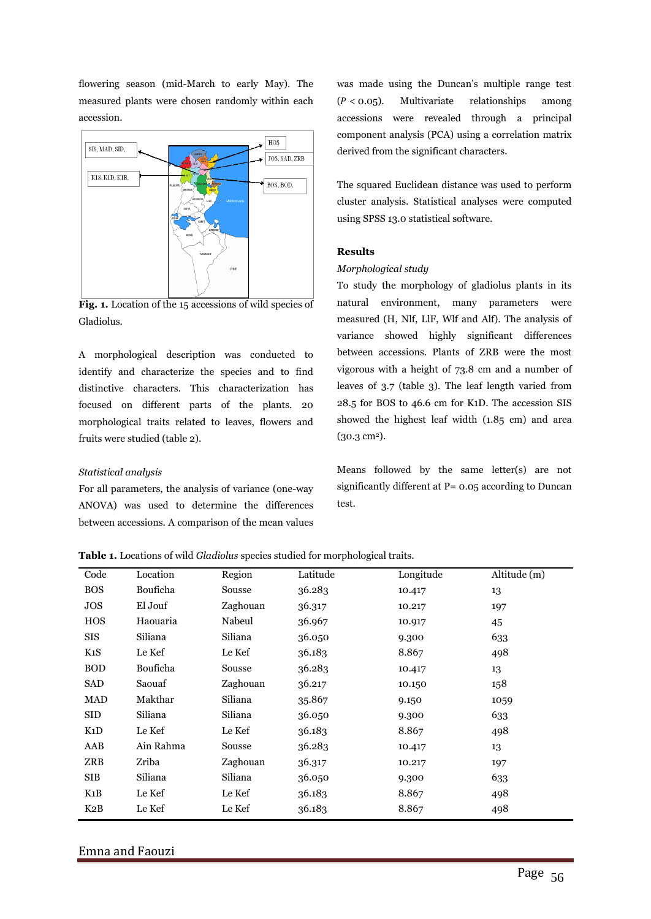flowering season (mid-March to early May). The measured plants were chosen randomly within each accession.

Fig. 1. Location of the 15 accessions of wild species of Gladiolus.

A morphological description was conducted to identify and characterize the species and to find distinctive characters. This characterization has focused on different parts of the plants. 20 morphological traits related to leaves, flowers and fruits were studied (table 2).

*Statistical analysis*

For all parameters, the analysis of variance (one-way ANOVA) was used to determine the differences between accessions. A comparison of the mean values was made using the Duncan's multiple range test ($P < 0.05$). Multivariate relationships among accessions were revealed through a principal component analysis (PCA) using a correlation matrix derived from the significant characters.

The squared Euclidean distance was used to perform cluster analysis. Statistical analyses were computed using SPSS 13.0 statistical software.

## Results

*Morphological study*

To study the morphology of gladiolus plants in its natural environment, many parameters were measured (H, Nlf, LlF, Wlf and Alf). The analysis of variance showed highly significant differences between accessions. Plants of ZRB were the most vigorous with a height of 73.8 cm and a number of leaves of 3.7 (table 3). The leaf length varied from 28.5 for BOS to 46.6 cm for K1D. The accession SIS showed the highest leaf width (1.85 cm) and area (30.3 cm$^2$).

Means followed by the same letter(s) are not significantly different at P= 0.05 according to Duncan test.

**Table 1.** Locations of wild *Gladiolus* species studied for morphological traits.

| Code | Location | Region | Latitude | Longitude | Altitude (m) |
|---|---|---|---|---|---|
| BOS | Bouficha | Sousse | 36.283 | 10.417 | 13 |
| JOS | El Jouf | Zaghouan | 36.317 | 10.217 | 197 |
| HOS | Haouaria | Nabeul | 36.967 | 10.917 | 45 |
| SIS | Siliana | Siliana | 36.050 | 9.300 | 633 |
| K1S | Le Kef | Le Kef | 36.183 | 8.867 | 498 |
| BOD | Bouficha | Sousse | 36.283 | 10.417 | 13 |
| SAD | Saouaf | Zaghouan | 36.217 | 10.150 | 158 |
| MAD | Makthar | Siliana | 35.867 | 9.150 | 1059 |
| SID | Siliana | Siliana | 36.050 | 9.300 | 633 |
| K1D | Le Kef | Le Kef | 36.183 | 8.867 | 498 |
| AAB | Ain Rahma | Sousse | 36.283 | 10.417 | 13 |
| ZRB | Zriba | Zaghouan | 36.317 | 10.217 | 197 |
| SIB | Siliana | Siliana | 36.050 | 9.300 | 633 |
| K1B | Le Kef | Le Kef | 36.183 | 8.867 | 498 |
| K2B | Le Kef | Le Kef | 36.183 | 8.867 | 498 |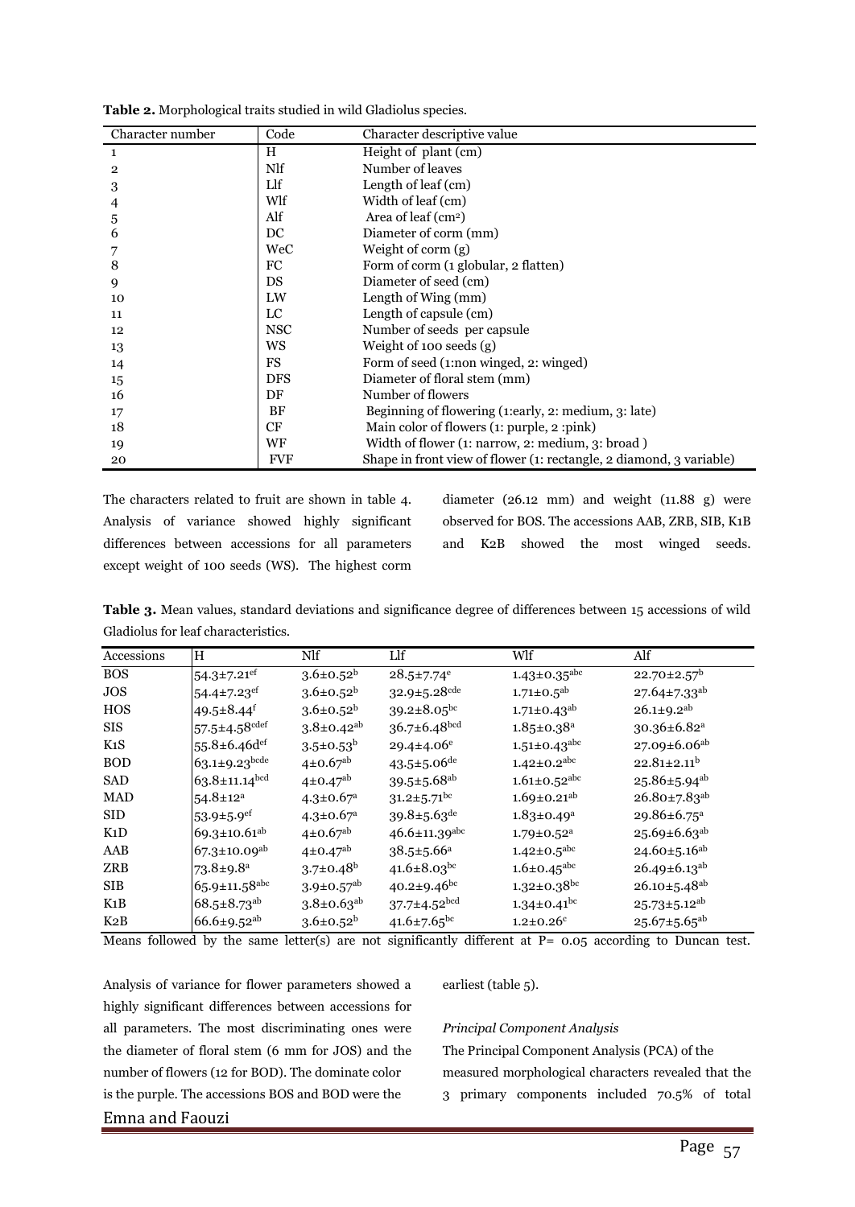**Table 2.** Morphological traits studied in wild Gladiolus species.

| Character number | Code | Character descriptive value |
|---|---|---|
| 1 | H | Height of plant (cm) |
| 2 | Nlf | Number of leaves |
| 3 | Llf | Length of leaf (cm) |
| 4 | Wlf | Width of leaf (cm) |
| 5 | Alf | Area of leaf ($cm^2$) |
| 6 | DC | Diameter of corm (mm) |
| 7 | WeC | Weight of corm (g) |
| 8 | FC | Form of corm (1 globular, 2 flatten) |
| 9 | DS | Diameter of seed (cm) |
| 10 | LW | Length of Wing (mm) |
| 11 | LC | Length of capsule (cm) |
| 12 | NSC | Number of seeds per capsule |
| 13 | WS | Weight of 100 seeds (g) |
| 14 | FS | Form of seed (1:non winged, 2: winged) |
| 15 | DFS | Diameter of floral stem (mm) |
| 16 | DF | Number of flowers |
| 17 | BF | Beginning of flowering (1:early, 2: medium, 3: late) |
| 18 | CF | Main color of flowers (1: purple, 2 :pink) |
| 19 | WF | Width of flower (1: narrow, 2: medium, 3: broad ) |
| 20 | FVF | Shape in front view of flower (1: rectangle, 2 diamond, 3 variable) |

The characters related to fruit are shown in table 4. Analysis of variance showed highly significant differences between accessions for all parameters except weight of 100 seeds (WS). The highest corm diameter (26.12 mm) and weight (11.88 g) were observed for BOS. The accessions AAB, ZRB, SIB, K1B and K2B showed the most winged seeds.

**Table 3.** Mean values, standard deviations and significance degree of differences between 15 accessions of wild Gladiolus for leaf characteristics.

| Accessions | H | Nlf | Llf | Wlf | Alf |
|---|---|---|---|---|---|
| BOS | $54.3±7.21^{ef}$ | $3.6±0.52^{b}$ | $28.5±7.74^{e}$ | $1.43±0.35^{abc}$ | $22.70±2.57^{b}$ |
| JOS | $54.4±7.23^{ef}$ | $3.6±0.52^{b}$ | $32.9±5.28^{cde}$ | $1.71±0.5^{ab}$ | $27.64±7.33^{ab}$ |
| HOS | $49.5±8.44^{f}$ | $3.6±0.52^{b}$ | $39.2±8.05^{bc}$ | $1.71±0.43^{ab}$ | $26.1±9.2^{ab}$ |
| SIS | $57.5±4.58^{cdef}$ | $3.8±0.42^{ab}$ | $36.7±6.48^{bcd}$ | $1.85±0.38^{a}$ | $30.36±6.82^{a}$ |
| K1S | $55.8±6.46d^{ef}$ | $3.5±0.53^{b}$ | $29.4±4.06^{e}$ | $1.51±0.43^{abc}$ | $27.09±6.06^{ab}$ |
| BOD | $63.1±9.23^{bcde}$ | $4±0.67^{ab}$ | $43.5±5.06^{de}$ | $1.42±0.2^{abc}$ | $22.81±2.11^{b}$ |
| SAD | $63.8±11.14^{bcd}$ | $4±0.47^{ab}$ | $39.5±5.68^{ab}$ | $1.61±0.52^{abc}$ | $25.86±5.94^{ab}$ |
| MAD | $54.8±12^{a}$ | $4.3±0.67^{a}$ | $31.2±5.71^{bc}$ | $1.69±0.21^{ab}$ | $26.80±7.83^{ab}$ |
| SID | $53.9±5.9^{ef}$ | $4.3±0.67^{a}$ | $39.8±5.63^{de}$ | $1.83±0.49^{a}$ | $29.86±6.75^{a}$ |
| K1D | $69.3±10.61^{ab}$ | $4±0.67^{ab}$ | $46.6±11.39^{abc}$ | $1.79±0.52^{a}$ | $25.69±6.63^{ab}$ |
| AAB | $67.3±10.09^{ab}$ | $4±0.47^{ab}$ | $38.5±5.66^{a}$ | $1.42±0.5^{abc}$ | $24.60±5.16^{ab}$ |
| ZRB | $73.8±9.8^{a}$ | $3.7±0.48^{b}$ | $41.6±8.03^{bc}$ | $1.6±0.45^{abc}$ | $26.49±6.13^{ab}$ |
| SIB | $65.9±11.58^{abc}$ | $3.9±0.57^{ab}$ | $40.2±9.46^{bc}$ | $1.32±0.38^{bc}$ | $26.10±5.48^{ab}$ |
| K1B | $68.5±8.73^{ab}$ | $3.8±0.63^{ab}$ | $37.7±4.52^{bcd}$ | $1.34±0.41^{bc}$ | $25.73±5.12^{ab}$ |
| K2B | $66.6±9.52^{ab}$ | $3.6±0.52^{b}$ | $41.6±7.65^{bc}$ | $1.2±0.26^{c}$ | $25.67±5.65^{ab}$ |

Means followed by the same letter(s) are not significantly different at P= 0.05 according to Duncan test.

Analysis of variance for flower parameters showed a highly significant differences between accessions for all parameters. The most discriminating ones were the diameter of floral stem (6 mm for JOS) and the number of flowers (12 for BOD). The dominate color is the purple. The accessions BOS and BOD were the earliest (table 5).

*Principal Component Analysis*

The Principal Component Analysis (PCA) of the measured morphological characters revealed that the 3 primary components included 70.5% of total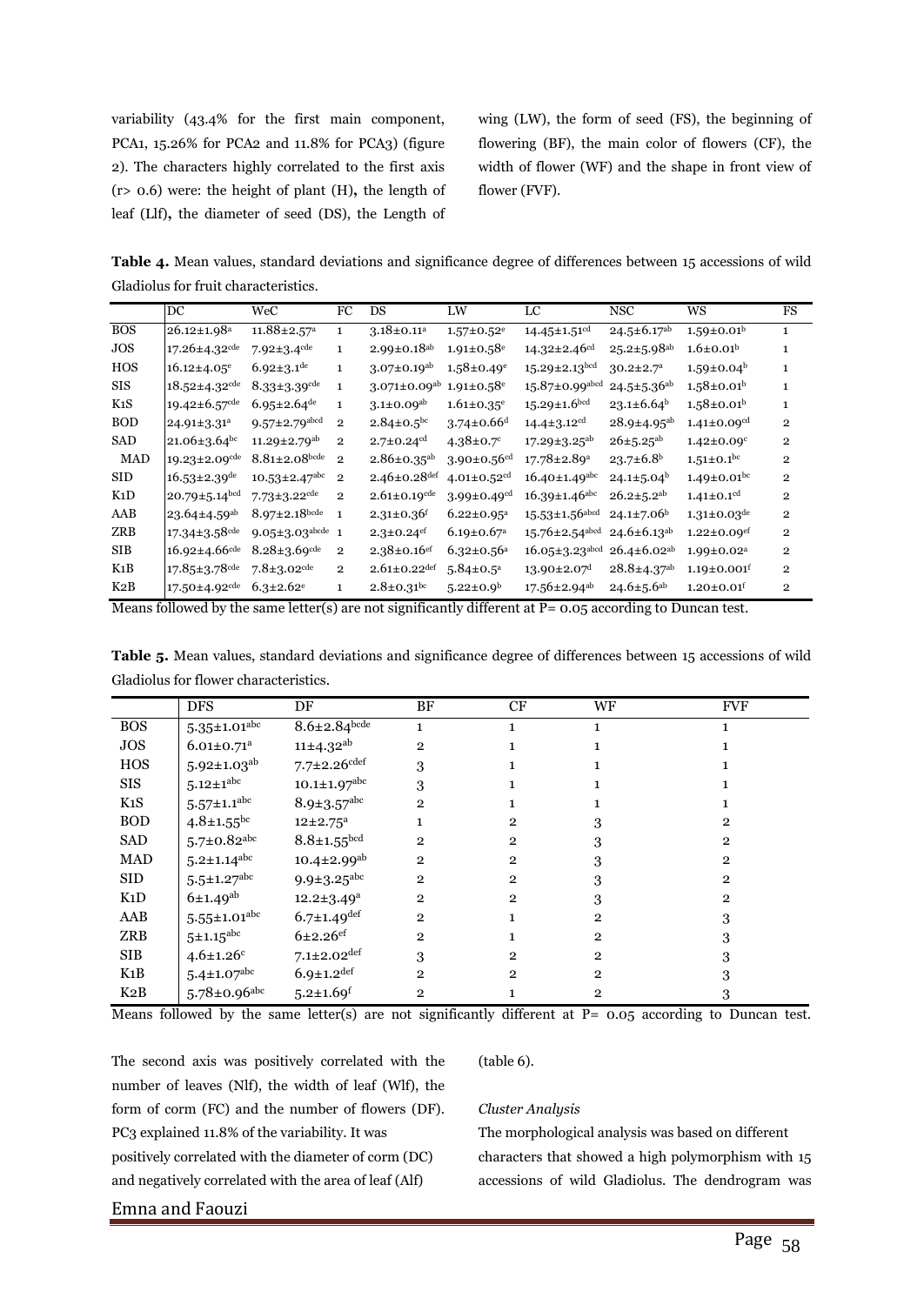variability (43.4% for the first main component, PCA1, 15.26% for PCA2 and 11.8% for PCA3) (figure 2). The characters highly correlated to the first axis (r> 0.6) were: the height of plant (H), the length of leaf (Llf), the diameter of seed (DS), the Length of wing (LW), the form of seed (FS), the beginning of flowering (BF), the main color of flowers (CF), the width of flower (WF) and the shape in front view of flower (FVF).

**Table 4.** Mean values, standard deviations and significance degree of differences between 15 accessions of wild Gladiolus for fruit characteristics.

| | DC | WeC | FC | DS | LW | LC | NSC | WS | FS |
|---|---|---|---|---|---|---|---|---|---|
| BOS | 26.12±1.98$^{a}$ | 11.88±2.57$^{a}$ | 1 | 3.18±0.11$^{a}$ | 1.57±0.52$^{e}$ | 14.45±1.51$^{cd}$ | 24.5±6.17$^{ab}$ | 1.59±0.01$^{b}$ | 1 |
| JOS | 17.26±4.32$^{cde}$ | 7.92±3.4$^{cde}$ | 1 | 2.99±0.18$^{ab}$ | 1.91±0.58$^{e}$ | 14.32±2.46$^{cd}$ | 25.2±5.98$^{ab}$ | 1.6±0.01$^{b}$ | 1 |
| HOS | 16.12±4.05$^{e}$ | 6.92±3.1$^{de}$ | 1 | 3.07±0.19$^{ab}$ | 1.58±0.49$^{e}$ | 15.29±2.13$^{bcd}$ | 30.2±2.7$^{a}$ | 1.59±0.04$^{b}$ | 1 |
| SIS | 18.52±4.32$^{cde}$ | 8.33±3.39$^{cde}$ | 1 | 3.071±0.09$^{ab}$ | 1.91±0.58$^{e}$ | 15.87±0.99$^{abcd}$ | 24.5±5.36$^{ab}$ | 1.58±0.01$^{b}$ | 1 |
| K1S | 19.42±6.57$^{cde}$ | 6.95±2.64$^{de}$ | 1 | 3.1±0.09$^{ab}$ | 1.61±0.35$^{e}$ | 15.29±1.6$^{bcd}$ | 23.1±6.64$^{b}$ | 1.58±0.01$^{b}$ | 1 |
| BOD | 24.91±3.31$^{a}$ | 9.57±2.79$^{abcd}$ | 2 | 2.84±0.5$^{bc}$ | 3.74±0.66$^{d}$ | 14.4±3.12$^{cd}$ | 28.9±4.95$^{ab}$ | 1.41±0.09$^{cd}$ | 2 |
| SAD | 21.06±3.64$^{bc}$ | 11.29±2.79$^{ab}$ | 2 | 2.7±0.24$^{cd}$ | 4.38±0.7$^{c}$ | 17.29±3.25$^{ab}$ | 26±5.25$^{ab}$ | 1.42±0.09$^{c}$ | 2 |
| MAD | 19.23±2.09$^{cde}$ | 8.81±2.08$^{bcde}$ | 2 | 2.86±0.35$^{ab}$ | 3.90±0.56$^{cd}$ | 17.78±2.89$^{a}$ | 23.7±6.8$^{b}$ | 1.51±0.1$^{bc}$ | 2 |
| SID | 16.53±2.39$^{de}$ | 10.53±2.47$^{abc}$ | 2 | 2.46±0.28$^{def}$ | 4.01±0.52$^{cd}$ | 16.40±1.49$^{abc}$ | 24.1±5.04$^{b}$ | 1.49±0.01$^{bc}$ | 2 |
| K1D | 20.79±5.14$^{bcd}$ | 7.73±3.22$^{cde}$ | 2 | 2.61±0.19$^{cde}$ | 3.99±0.49$^{cd}$ | 16.39±1.46$^{abc}$ | 26.2±5.2$^{ab}$ | 1.41±0.1$^{cd}$ | 2 |
| AAB | 23.64±4.59$^{ab}$ | 8.97±2.18$^{bcde}$ | 1 | 2.31±0.36$^{f}$ | 6.22±0.95$^{a}$ | 15.53±1.56$^{abcd}$ | 24.1±7.06$^{b}$ | 1.31±0.03$^{de}$ | 2 |
| ZRB | 17.34±3.58$^{cde}$ | 9.05±3.03$^{abcde}$ | 1 | 2.3±0.24$^{ef}$ | 6.19±0.67$^{a}$ | 15.76±2.54$^{abcd}$ | 24.6±6.13$^{ab}$ | 1.22±0.09$^{ef}$ | 2 |
| SIB | 16.92±4.66$^{cde}$ | 8.28±3.69$^{cde}$ | 2 | 2.38±0.16$^{ef}$ | 6.32±0.56$^{a}$ | 16.05±3.23$^{abcd}$ | 26.4±6.02$^{ab}$ | 1.99±0.02$^{a}$ | 2 |
| K1B | 17.85±3.78$^{cde}$ | 7.8±3.02$^{cde}$ | 2 | 2.61±0.22$^{def}$ | 5.84±0.5$^{a}$ | 13.90±2.07$^{d}$ | 28.8±4.37$^{ab}$ | 1.19±0.001$^{f}$ | 2 |
| K2B | 17.50±4.92$^{cde}$ | 6.3±2.62$^{e}$ | 1 | 2.8±0.31$^{bc}$ | 5.22±0.9$^{b}$ | 17.56±2.94$^{ab}$ | 24.6±5.6$^{ab}$ | 1.20±0.01$^{f}$ | 2 |

Means followed by the same letter(s) are not significantly different at P= 0.05 according to Duncan test.

**Table 5.** Mean values, standard deviations and significance degree of differences between 15 accessions of wild Gladiolus for flower characteristics.

| | DFS | DF | BF | CF | WF | FVF |
|---|---|---|---|---|---|---|
| BOS | 5.35±1.01$^{abc}$ | 8.6±2.84$^{bcde}$ | 1 | 1 | 1 | 1 |
| JOS | 6.01±0.71$^{a}$ | 11±4.32$^{ab}$ | 2 | 1 | 1 | 1 |
| HOS | 5.92±1.03$^{ab}$ | 7.7±2.26$^{cdef}$ | 3 | 1 | 1 | 1 |
| SIS | 5.12±1$^{abc}$ | 10.1±1.97$^{abc}$ | 3 | 1 | 1 | 1 |
| K1S | 5.57±1.1$^{abc}$ | 8.9±3.57$^{abc}$ | 2 | 1 | 1 | 1 |
| BOD | 4.8±1.55$^{bc}$ | 12±2.75$^{a}$ | 1 | 2 | 3 | 2 |
| SAD | 5.7±0.82$^{abc}$ | 8.8±1.55$^{bcd}$ | 2 | 2 | 3 | 2 |
| MAD | 5.2±1.14$^{abc}$ | 10.4±2.99$^{ab}$ | 2 | 2 | 3 | 2 |
| SID | 5.5±1.27$^{abc}$ | 9.9±3.25$^{abc}$ | 2 | 2 | 3 | 2 |
| K1D | 6±1.49$^{ab}$ | 12.2±3.49$^{a}$ | 2 | 2 | 3 | 2 |
| AAB | 5.55±1.01$^{abc}$ | 6.7±1.49$^{def}$ | 2 | 1 | 2 | 3 |
| ZRB | 5±1.15$^{abc}$ | 6±2.26$^{ef}$ | 2 | 1 | 2 | 3 |
| SIB | 4.6±1.26$^{c}$ | 7.1±2.02$^{def}$ | 3 | 2 | 2 | 3 |
| K1B | 5.4±1.07$^{abc}$ | 6.9±1.2$^{def}$ | 2 | 2 | 2 | 3 |
| K2B | 5.78±0.96$^{abc}$ | 5.2±1.69$^{f}$ | 2 | 1 | 2 | 3 |

Means followed by the same letter(s) are not significantly different at P= 0.05 according to Duncan test.

The second axis was positively correlated with the number of leaves (Nlf), the width of leaf (Wlf), the form of corm (FC) and the number of flowers (DF). PC3 explained 11.8% of the variability. It was positively correlated with the diameter of corm (DC) and negatively correlated with the area of leaf (Alf) (table 6).

*Cluster Analysis*

The morphological analysis was based on different characters that showed a high polymorphism with 15 accessions of wild Gladiolus. The dendrogram was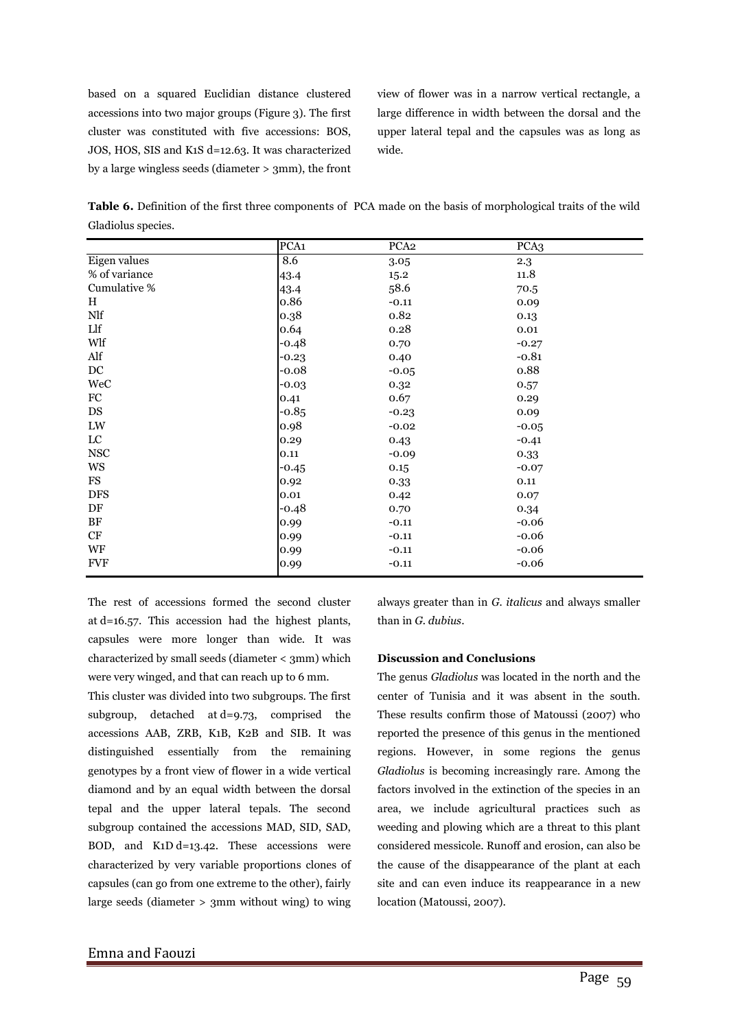based on a squared Euclidian distance clustered accessions into two major groups (Figure 3). The first cluster was constituted with five accessions: BOS, JOS, HOS, SIS and K1S d=12.63. It was characterized by a large wingless seeds (diameter > 3mm), the front view of flower was in a narrow vertical rectangle, a large difference in width between the dorsal and the upper lateral tepal and the capsules was as long as wide.

**Table 6.** Definition of the first three components of PCA made on the basis of morphological traits of the wild Gladiolus species.

| | PCA1 | PCA2 | PCA3 |
|---|---|---|---|
| Eigen values | 8.6 | 3.05 | 2.3 |
| % of variance | 43.4 | 15.2 | 11.8 |
| Cumulative % | 43.4 | 58.6 | 70.5 |
| H | 0.86 | -0.11 | 0.09 |
| Nlf | 0.38 | 0.82 | 0.13 |
| Llf | 0.64 | 0.28 | 0.01 |
| Wlf | -0.48 | 0.70 | -0.27 |
| Alf | -0.23 | 0.40 | -0.81 |
| DC | -0.08 | -0.05 | 0.88 |
| WeC | -0.03 | 0.32 | 0.57 |
| FC | 0.41 | 0.67 | 0.29 |
| DS | -0.85 | -0.23 | 0.09 |
| LW | 0.98 | -0.02 | -0.05 |
| LC | 0.29 | 0.43 | -0.41 |
| NSC | 0.11 | -0.09 | 0.33 |
| WS | -0.45 | 0.15 | -0.07 |
| FS | 0.92 | 0.33 | 0.11 |
| DFS | 0.01 | 0.42 | 0.07 |
| DF | -0.48 | 0.70 | 0.34 |
| BF | 0.99 | -0.11 | -0.06 |
| CF | 0.99 | -0.11 | -0.06 |
| WF | 0.99 | -0.11 | -0.06 |
| FVF | 0.99 | -0.11 | -0.06 |

The rest of accessions formed the second cluster at d=16.57. This accession had the highest plants, capsules were more longer than wide. It was characterized by small seeds (diameter < 3mm) which were very winged, and that can reach up to 6 mm.

This cluster was divided into two subgroups. The first subgroup, detached at d=9.73, comprised the accessions AAB, ZRB, K1B, K2B and SIB. It was distinguished essentially from the remaining genotypes by a front view of flower in a wide vertical diamond and by an equal width between the dorsal tepal and the upper lateral tepals. The second subgroup contained the accessions MAD, SID, SAD, BOD, and K1D d=13.42. These accessions were characterized by very variable proportions clones of capsules (can go from one extreme to the other), fairly large seeds (diameter > 3mm without wing) to wing always greater than in *G. italicus* and always smaller than in *G. dubius*.

## Discussion and Conclusions

The genus *Gladiolus* was located in the north and the center of Tunisia and it was absent in the south. These results confirm those of Matoussi (2007) who reported the presence of this genus in the mentioned regions. However, in some regions the genus *Gladiolus* is becoming increasingly rare. Among the factors involved in the extinction of the species in an area, we include agricultural practices such as weeding and plowing which are a threat to this plant considered messicole. Runoff and erosion, can also be the cause of the disappearance of the plant at each site and can even induce its reappearance in a new location (Matoussi, 2007).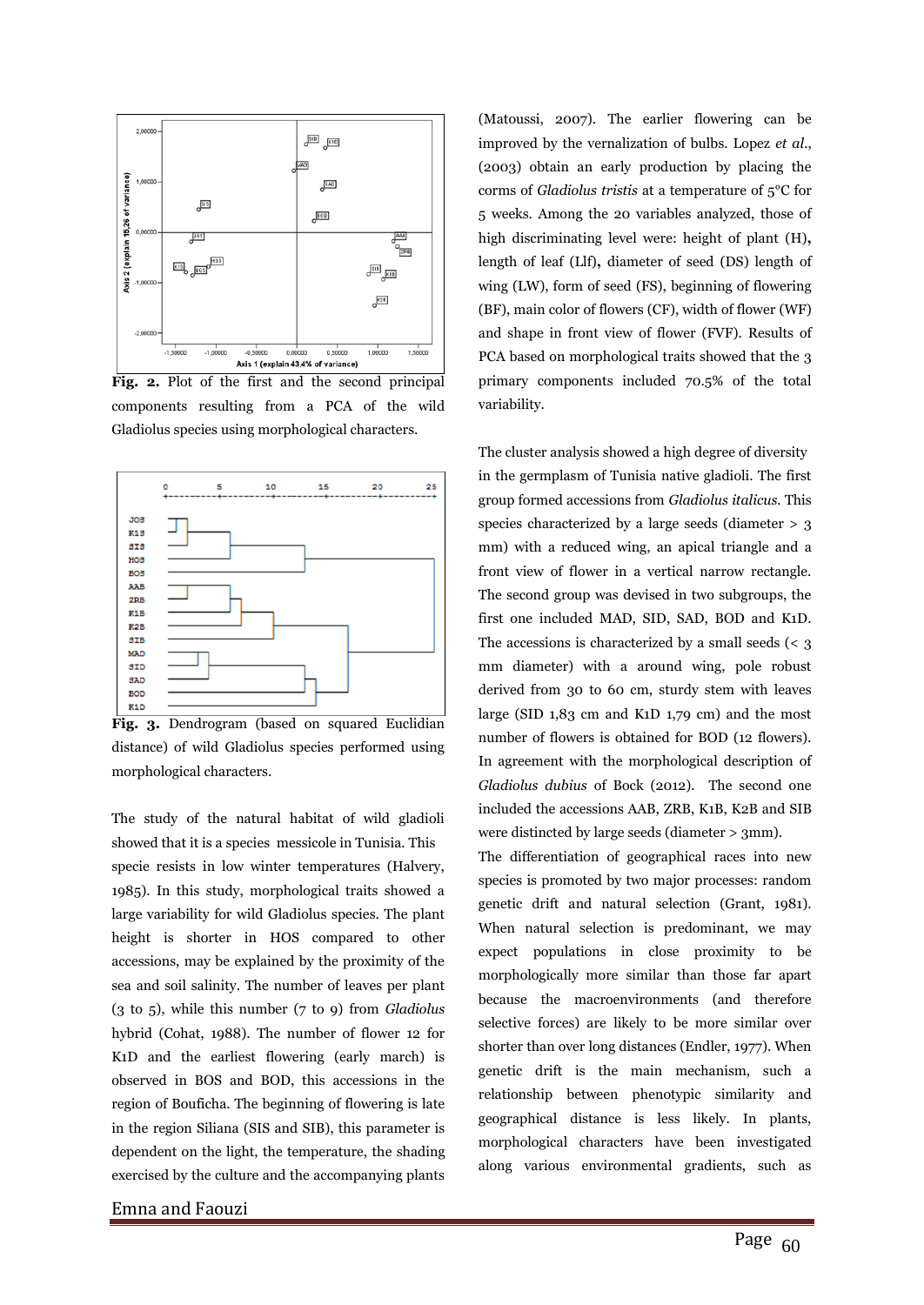Fig. 2. Plot of the first and the second principal components resulting from a PCA of the wild Gladiolus species using morphological characters.

Fig. 3. Dendrogram (based on squared Euclidian distance) of wild Gladiolus species performed using morphological characters.

The study of the natural habitat of wild gladioli showed that it is a species messicole in Tunisia. This specie resists in low winter temperatures (Halvery, 1985). In this study, morphological traits showed a large variability for wild Gladiolus species. The plant height is shorter in HOS compared to other accessions, may be explained by the proximity of the sea and soil salinity. The number of leaves per plant (3 to 5), while this number (7 to 9) from *Gladiolus* hybrid (Cohat, 1988). The number of flower 12 for K1D and the earliest flowering (early march) is observed in BOS and BOD, this accessions in the region of Bouficha. The beginning of flowering is late in the region Siliana (SIS and SIB), this parameter is dependent on the light, the temperature, the shading exercised by the culture and the accompanying plants (Matoussi, 2007). The earlier flowering can be improved by the vernalization of bulbs. Lopez *et al*., (2003) obtain an early production by placing the corms of *Gladiolus tristis* at a temperature of 5°C for 5 weeks. Among the 20 variables analyzed, those of high discriminating level were: height of plant (H), length of leaf (Llf), diameter of seed (DS) length of wing (LW), form of seed (FS), beginning of flowering (BF), main color of flowers (CF), width of flower (WF) and shape in front view of flower (FVF). Results of PCA based on morphological traits showed that the 3 primary components included 70.5% of the total variability.

The cluster analysis showed a high degree of diversity in the germplasm of Tunisia native gladioli. The first group formed accessions from *Gladiolus italicus*. This species characterized by a large seeds (diameter > 3 mm) with a reduced wing, an apical triangle and a front view of flower in a vertical narrow rectangle. The second group was devised in two subgroups, the first one included MAD, SID, SAD, BOD and K1D. The accessions is characterized by a small seeds (< 3 mm diameter) with a around wing, pole robust derived from 30 to 60 cm, sturdy stem with leaves large (SID 1,83 cm and K1D 1,79 cm) and the most number of flowers is obtained for BOD (12 flowers). In agreement with the morphological description of *Gladiolus dubius* of Bock (2012). The second one included the accessions AAB, ZRB, K1B, K2B and SIB were distincted by large seeds (diameter > 3mm).

The differentiation of geographical races into new species is promoted by two major processes: random genetic drift and natural selection (Grant, 1981). When natural selection is predominant, we may expect populations in close proximity to be morphologically more similar than those far apart because the macroenvironments (and therefore selective forces) are likely to be more similar over shorter than over long distances (Endler, 1977). When genetic drift is the main mechanism, such a relationship between phenotypic similarity and geographical distance is less likely. In plants, morphological characters have been investigated along various environmental gradients, such as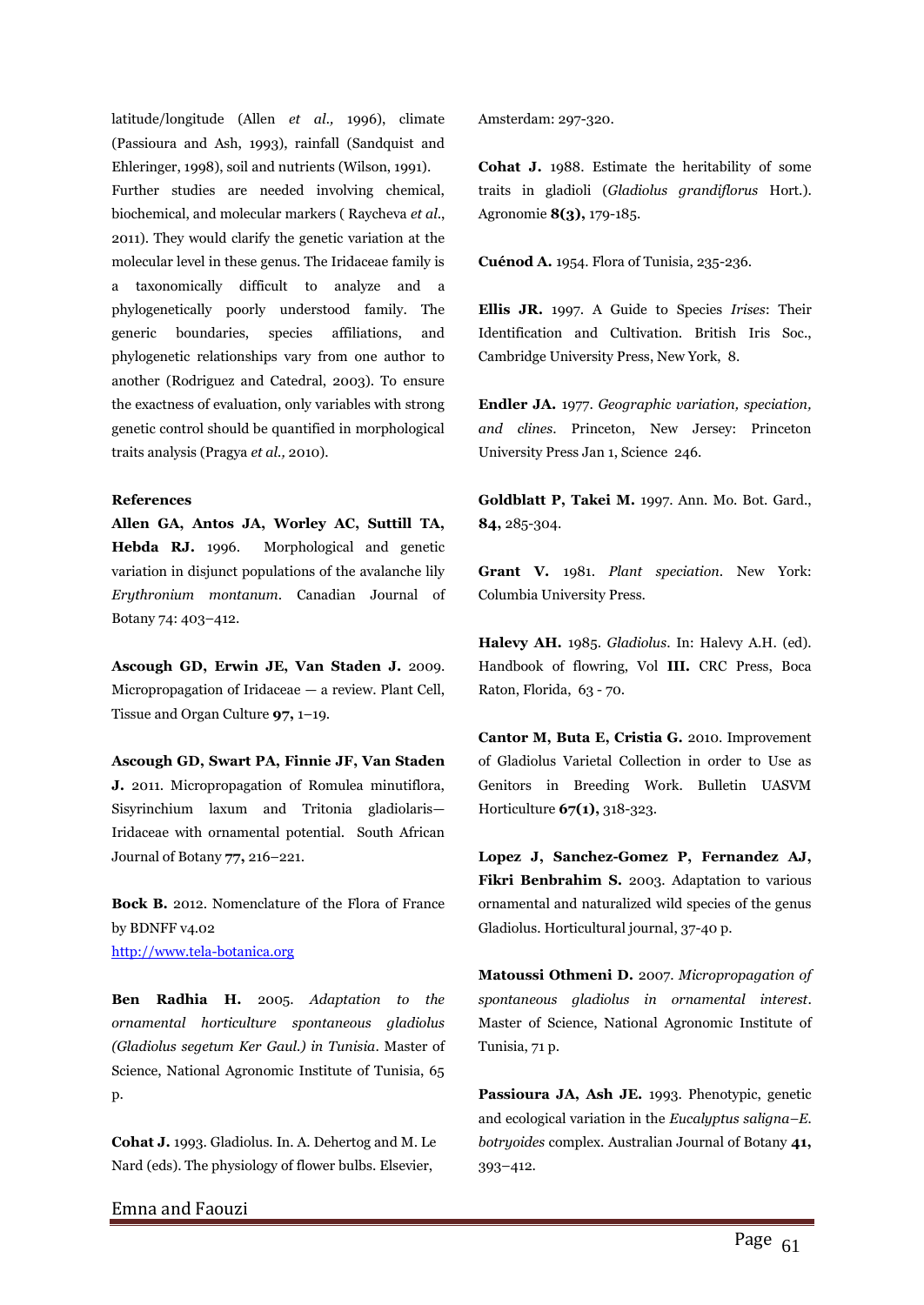latitude/longitude (Allen *et al.,* 1996), climate (Passioura and Ash, 1993), rainfall (Sandquist and Ehleringer, 1998), soil and nutrients (Wilson, 1991).
Further studies are needed involving chemical, biochemical, and molecular markers ( Raycheva *et al.*, 2011). They would clarify the genetic variation at the molecular level in these genus. The Iridaceae family is a taxonomically difficult to analyze and a phylogenetically poorly understood family. The generic boundaries, species affiliations, and phylogenetic relationships vary from one author to another (Rodriguez and Catedral, 2003). To ensure the exactness of evaluation, only variables with strong genetic control should be quantified in morphological traits analysis (Pragya *et al.,* 2010).

**References**

**Allen GA, Antos JA, Worley AC, Suttill TA, Hebda RJ.** 1996. Morphological and genetic variation in disjunct populations of the avalanche lily *Erythronium montanum*. Canadian Journal of Botany 74: 403–412.

**Ascough GD, Erwin JE, Van Staden J.** 2009. Micropropagation of Iridaceae — a review. Plant Cell, Tissue and Organ Culture **97,** 1–19.

**Ascough GD, Swart PA, Finnie JF, Van Staden J.** 2011. Micropropagation of Romulea minutiflora, Sisyrinchium laxum and Tritonia gladiolaris—Iridaceae with ornamental potential. South African Journal of Botany **77,** 216–221.

**Bock B.** 2012. Nomenclature of the Flora of France by BDNFF v4.02
http://www.tela-botanica.org

**Ben Radhia H.** 2005. *Adaptation to the ornamental horticulture spontaneous gladiolus (Gladiolus segetum Ker Gaul.) in Tunisia*. Master of Science, National Agronomic Institute of Tunisia, 65 p.

**Cohat J.** 1993. Gladiolus. In. A. Dehertog and M. Le Nard (eds). The physiology of flower bulbs. Elsevier, Amsterdam: 297-320.

**Cohat J.** 1988. Estimate the heritability of some traits in gladioli (*Gladiolus grandiflorus* Hort.). Agronomie **8(3),** 179-185.

**Cuénod A.** 1954. Flora of Tunisia, 235-236.

**Ellis JR.** 1997. A Guide to Species *Irises*: Their Identification and Cultivation. British Iris Soc., Cambridge University Press, New York, 8.

**Endler JA.** 1977. *Geographic variation, speciation, and clines.* Princeton, New Jersey: Princeton University Press Jan 1, Science 246.

**Goldblatt P, Takei M.** 1997. Ann. Mo. Bot. Gard., **84,** 285-304.

**Grant V.** 1981. *Plant speciation.* New York: Columbia University Press.

**Halevy AH.** 1985. *Gladiolus*. In: Halevy A.H. (ed). Handbook of flowring, Vol **III.** CRC Press, Boca Raton, Florida, 63 - 70.

**Cantor M, Buta E, Cristia G.** 2010. Improvement of Gladiolus Varietal Collection in order to Use as Genitors in Breeding Work. Bulletin UASVM Horticulture **67(1),** 318-323.

**Lopez J, Sanchez-Gomez P, Fernandez AJ, Fikri Benbrahim S.** 2003. Adaptation to various ornamental and naturalized wild species of the genus Gladiolus. Horticultural journal, 37-40 p.

**Matoussi Othmeni D.** 2007. *Micropropagation of spontaneous gladiolus in ornamental interest*. Master of Science, National Agronomic Institute of Tunisia, 71 p.

**Passioura JA, Ash JE.** 1993. Phenotypic, genetic and ecological variation in the *Eucalyptus saligna–E. botryoides* complex. Australian Journal of Botany **41,** 393–412.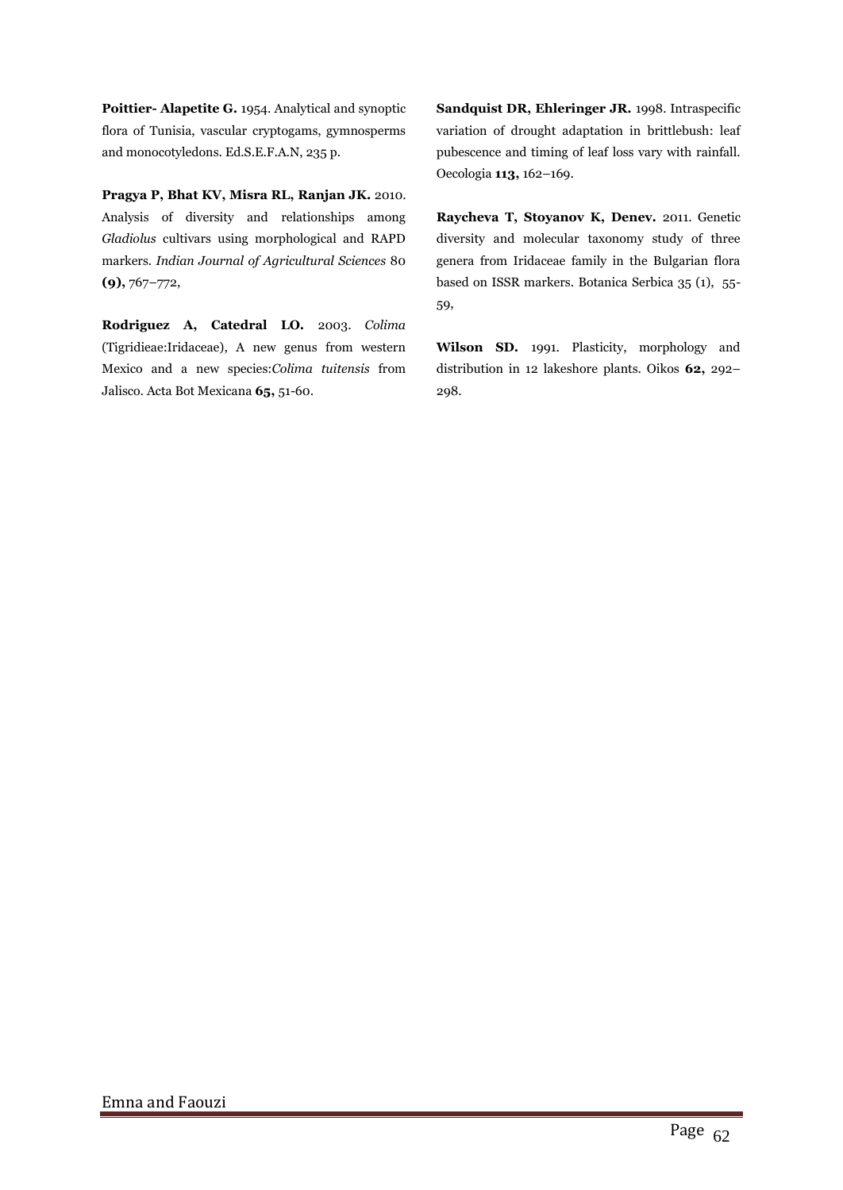**Poittier- Alapetite G.** 1954. Analytical and synoptic flora of Tunisia, vascular cryptogams, gymnosperms and monocotyledons. Ed.S.E.F.A.N, 235 p.

**Pragya P, Bhat KV, Misra RL, Ranjan JK.** 2010. Analysis of diversity and relationships among *Gladiolus* cultivars using morphological and RAPD markers. *Indian Journal of Agricultural Sciences* 80 **(9),** 767–772,

**Rodriguez A, Catedral LO.** 2003. *Colima* (Tigridieae:Iridaceae), A new genus from western Mexico and a new species:*Colima tuitensis* from Jalisco. Acta Bot Mexicana **65,** 51-60.

**Sandquist DR, Ehleringer JR.** 1998. Intraspecific variation of drought adaptation in brittlebush: leaf pubescence and timing of leaf loss vary with rainfall. Oecologia **113,** 162–169.

**Raycheva T, Stoyanov K, Denev.** 2011. Genetic diversity and molecular taxonomy study of three genera from Iridaceae family in the Bulgarian flora based on ISSR markers. Botanica Serbica 35 (1), 55-59,

**Wilson SD.** 1991. Plasticity, morphology and distribution in 12 lakeshore plants. Oikos **62,** 292–298.